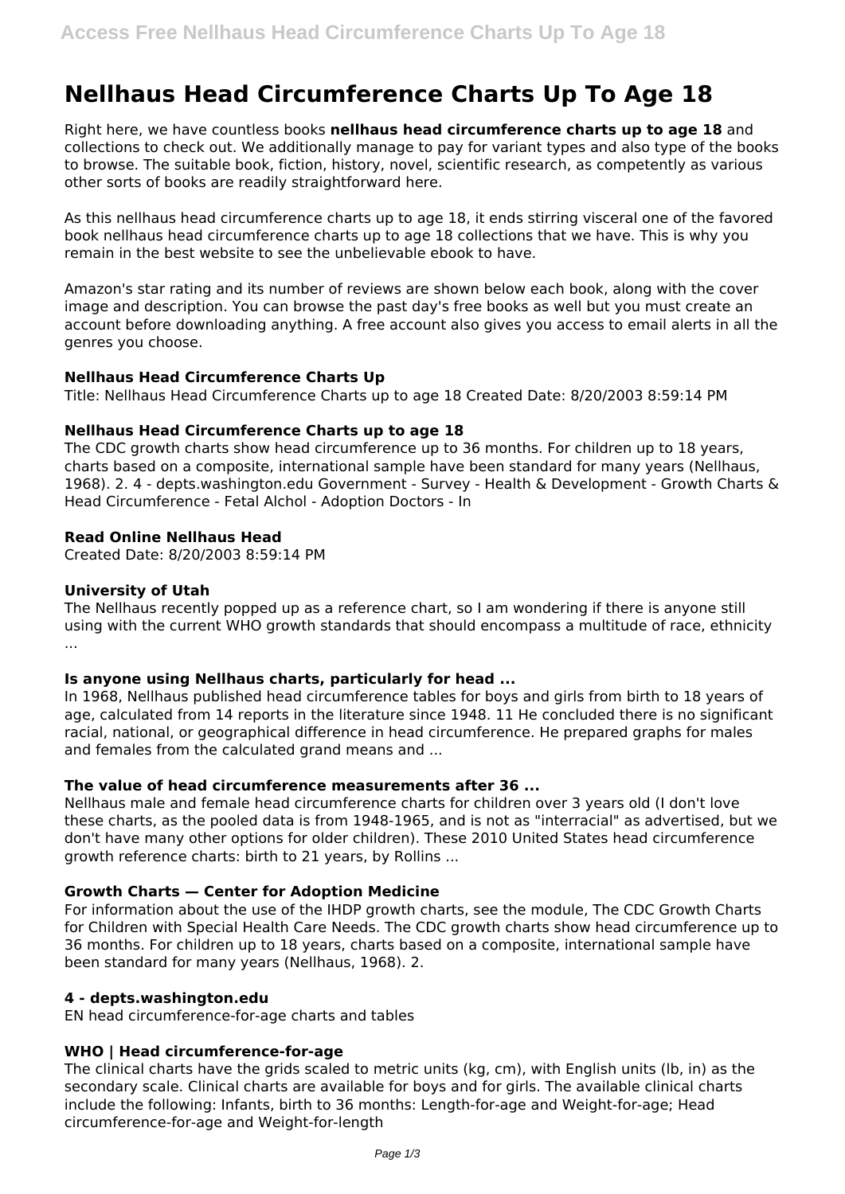# Nellhaus Head Circumference Charts Up To Age 18

Right here, we have countless books **nellhaus head circumference charts up to age 18** and collections to check out. We additionally manage to pay for variant types and also type of the books to browse. The suitable book, fiction, history, novel, scientific research, as competently as various other sorts of books are readily straightforward here.

As this nellhaus head circumference charts up to age 18, it ends stirring visceral one of the favored book nellhaus head circumference charts up to age 18 collections that we have. This is why you remain in the best website to see the unbelievable ebook to have.

Amazon's star rating and its number of reviews are shown below each book, along with the cover image and description. You can browse the past day's free books as well but you must create an account before downloading anything. A free account also gives you access to email alerts in all the genres you choose.

### Nellhaus Head Circumference Charts Up

Title: Nellhaus Head Circumference Charts up to age 18 Created Date: 8/20/2003 8:59:14 PM

### Nellhaus Head Circumference Charts up to age 18

The CDC growth charts show head circumference up to 36 months. For children up to 18 years, charts based on a composite, international sample have been standard for many years (Nellhaus, 1968). 2. 4 - depts.washington.edu Government - Survey - Health & Development - Growth Charts & Head Circumference - Fetal Alchol - Adoption Doctors - In

### Read Online Nellhaus Head

Created Date: 8/20/2003 8:59:14 PM

### University of Utah

The Nellhaus recently popped up as a reference chart, so I am wondering if there is anyone still using with the current WHO growth standards that should encompass a multitude of race, ethnicity ...

### Is anyone using Nellhaus charts, particularly for head ...

In 1968, Nellhaus published head circumference tables for boys and girls from birth to 18 years of age, calculated from 14 reports in the literature since 1948. 11 He concluded there is no significant racial, national, or geographical difference in head circumference. He prepared graphs for males and females from the calculated grand means and ...

### The value of head circumference measurements after 36 ...

Nellhaus male and female head circumference charts for children over 3 years old (I don't love these charts, as the pooled data is from 1948-1965, and is not as "interracial" as advertised, but we don't have many other options for older children). These 2010 United States head circumference growth reference charts: birth to 21 years, by Rollins ...

### Growth Charts — Center for Adoption Medicine

For information about the use of the IHDP growth charts, see the module, The CDC Growth Charts for Children with Special Health Care Needs. The CDC growth charts show head circumference up to 36 months. For children up to 18 years, charts based on a composite, international sample have been standard for many years (Nellhaus, 1968). 2.

### 4 - depts.washington.edu

EN head circumference-for-age charts and tables

### WHO | Head circumference-for-age

The clinical charts have the grids scaled to metric units (kg, cm), with English units (lb, in) as the secondary scale. Clinical charts are available for boys and for girls. The available clinical charts include the following: Infants, birth to 36 months: Length-for-age and Weight-for-age; Head circumference-for-age and Weight-for-length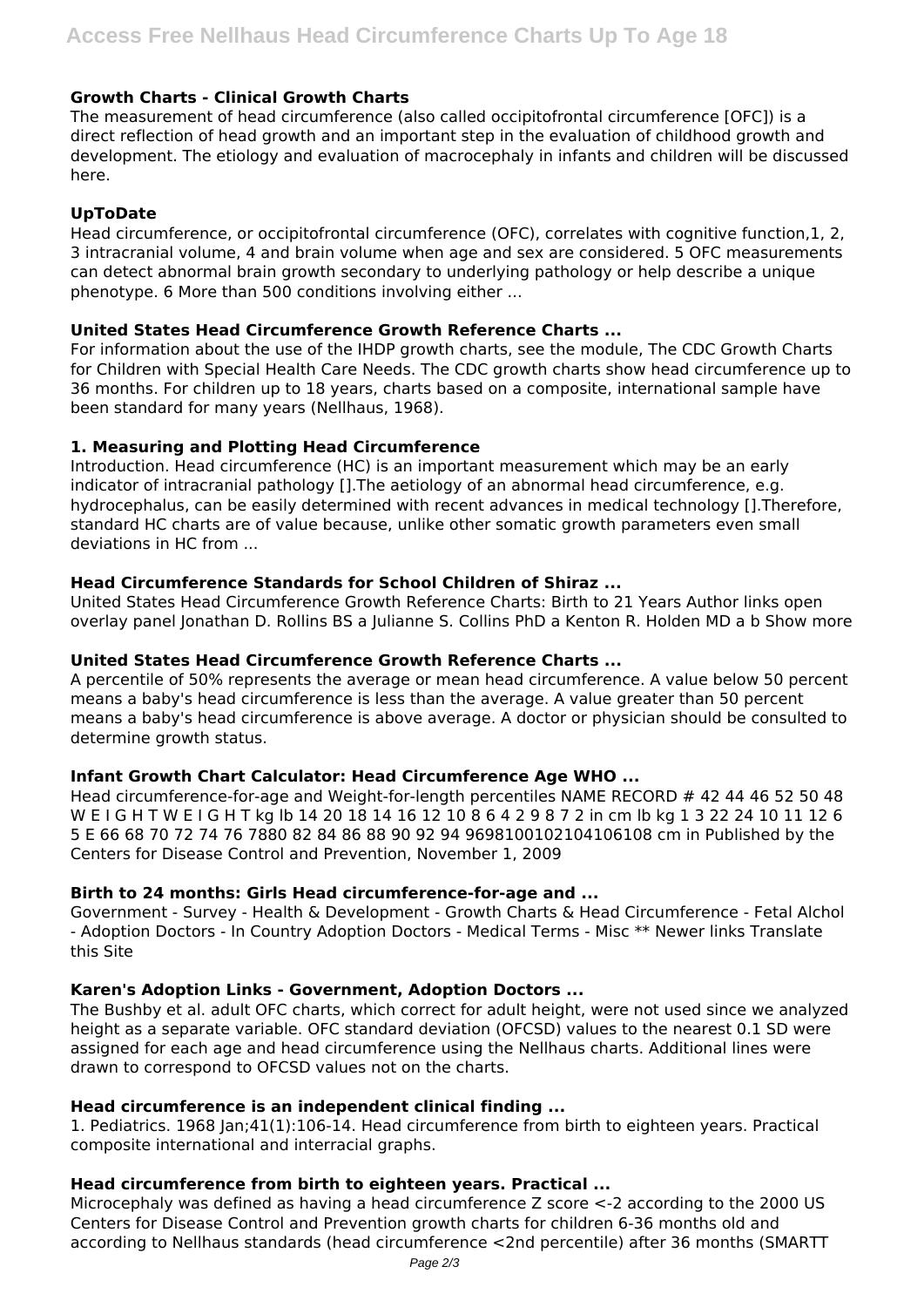### Growth Charts - Clinical Growth Charts

The measurement of head circumference (also called occipitofrontal circumference [OFC]) is a direct reflection of head growth and an important step in the evaluation of childhood growth and development. The etiology and evaluation of macrocephaly in infants and children will be discussed here.

### UpToDate

Head circumference, or occipitofrontal circumference (OFC), correlates with cognitive function,1, 2, 3 intracranial volume, 4 and brain volume when age and sex are considered. 5 OFC measurements can detect abnormal brain growth secondary to underlying pathology or help describe a unique phenotype. 6 More than 500 conditions involving either ...

### United States Head Circumference Growth Reference Charts ...

For information about the use of the IHDP growth charts, see the module, The CDC Growth Charts for Children with Special Health Care Needs. The CDC growth charts show head circumference up to 36 months. For children up to 18 years, charts based on a composite, international sample have been standard for many years (Nellhaus, 1968).

### 1. Measuring and Plotting Head Circumference

Introduction. Head circumference (HC) is an important measurement which may be an early indicator of intracranial pathology [].The aetiology of an abnormal head circumference, e.g. hydrocephalus, can be easily determined with recent advances in medical technology [].Therefore, standard HC charts are of value because, unlike other somatic growth parameters even small deviations in HC from ...

### Head Circumference Standards for School Children of Shiraz ...

United States Head Circumference Growth Reference Charts: Birth to 21 Years Author links open overlay panel Jonathan D. Rollins BS a Julianne S. Collins PhD a Kenton R. Holden MD a b Show more

### United States Head Circumference Growth Reference Charts ...

A percentile of 50% represents the average or mean head circumference. A value below 50 percent means a baby's head circumference is less than the average. A value greater than 50 percent means a baby's head circumference is above average. A doctor or physician should be consulted to determine growth status.

### Infant Growth Chart Calculator: Head Circumference Age WHO ...

Head circumference-for-age and Weight-for-length percentiles NAME RECORD # 42 44 46 52 50 48 W E I G H T W E I G H T kg lb 14 20 18 14 16 12 10 8 6 4 2 9 8 7 2 in cm lb kg 1 3 22 24 10 11 12 6 5 E 66 68 70 72 74 76 7880 82 84 86 88 90 92 94 9698100102104106108 cm in Published by the Centers for Disease Control and Prevention, November 1, 2009

### Birth to 24 months: Girls Head circumference-for-age and ...

Government - Survey - Health & Development - Growth Charts & Head Circumference - Fetal Alchol - Adoption Doctors - In Country Adoption Doctors - Medical Terms - Misc ** Newer links Translate this Site

### Karen's Adoption Links - Government, Adoption Doctors ...

The Bushby et al. adult OFC charts, which correct for adult height, were not used since we analyzed height as a separate variable. OFC standard deviation (OFCSD) values to the nearest 0.1 SD were assigned for each age and head circumference using the Nellhaus charts. Additional lines were drawn to correspond to OFCSD values not on the charts.

### Head circumference is an independent clinical finding ...

1. Pediatrics. 1968 Jan;41(1):106-14. Head circumference from birth to eighteen years. Practical composite international and interracial graphs.

### Head circumference from birth to eighteen years. Practical ...

Microcephaly was defined as having a head circumference Z score <-2 according to the 2000 US Centers for Disease Control and Prevention growth charts for children 6-36 months old and according to Nellhaus standards (head circumference <2nd percentile) after 36 months (SMARTT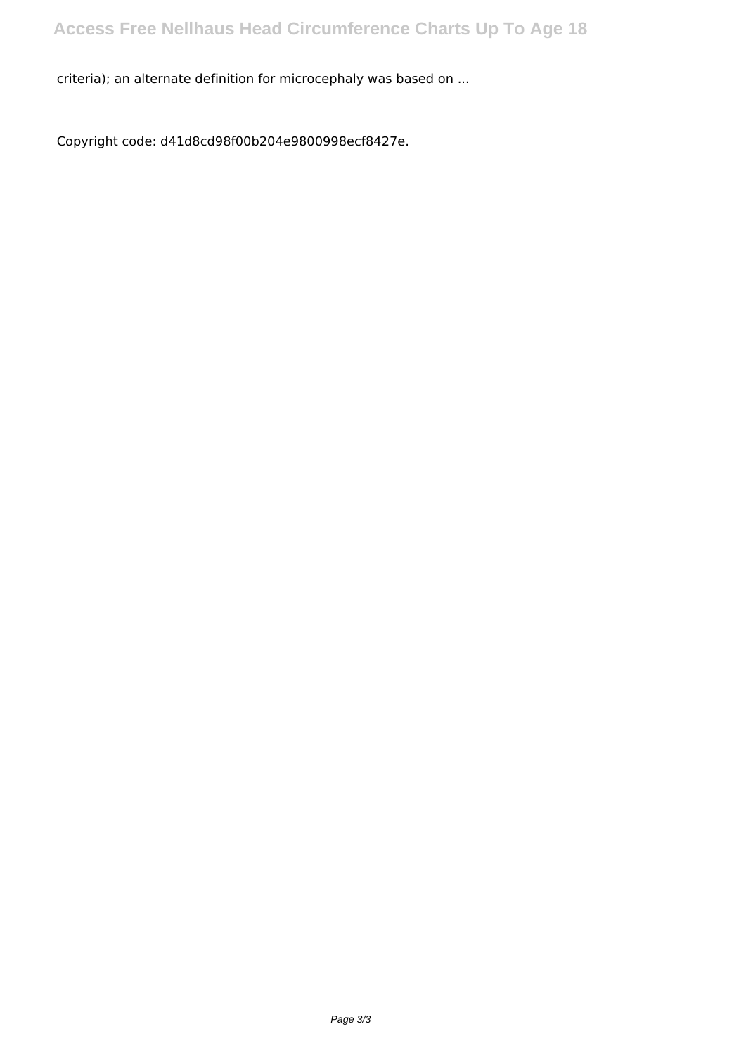criteria); an alternate definition for microcephaly was based on ...

Copyright code: d41d8cd98f00b204e9800998ecf8427e.